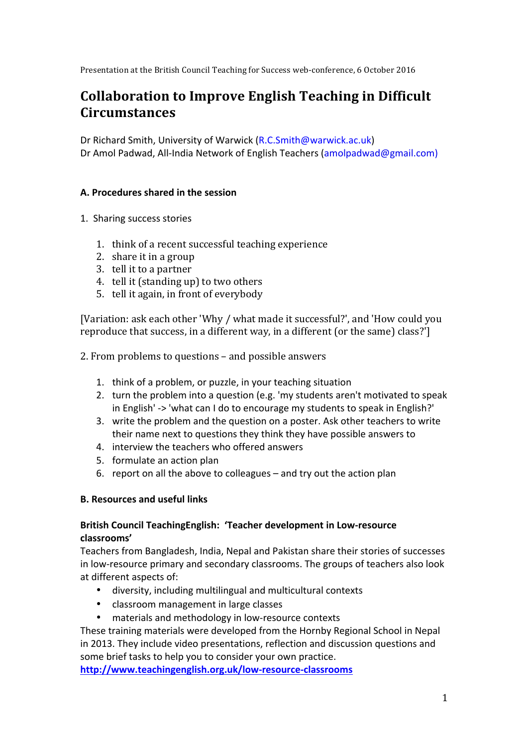Presentation at the British Council Teaching for Success web-conference, 6 October 2016

# Collaboration to Improve English Teaching in Difficult Circumstances

Dr Richard Smith, University of Warwick (R.C.Smith@warwick.ac.uk)
Dr Amol Padwad, All-India Network of English Teachers (amolpadwad@gmail.com)

## A. Procedures shared in the session

1. Sharing success stories

    1. think of a recent successful teaching experience
    2. share it in a group
    3. tell it to a partner
    4. tell it (standing up) to two others
    5. tell it again, in front of everybody

[Variation: ask each other 'Why / what made it successful?', and 'How could you reproduce that success, in a different way, in a different (or the same) class?']

2. From problems to questions – and possible answers

    1. think of a problem, or puzzle, in your teaching situation
    2. turn the problem into a question (e.g. 'my students aren't motivated to speak in English' -> 'what can I do to encourage my students to speak in English?'
    3. write the problem and the question on a poster. Ask other teachers to write their name next to questions they think they have possible answers to
    4. interview the teachers who offered answers
    5. formulate an action plan
    6. report on all the above to colleagues – and try out the action plan

## B. Resources and useful links

### British Council TeachingEnglish: 'Teacher development in Low-resource classrooms'

Teachers from Bangladesh, India, Nepal and Pakistan share their stories of successes in low-resource primary and secondary classrooms. The groups of teachers also look at different aspects of:

- diversity, including multilingual and multicultural contexts
- classroom management in large classes
- materials and methodology in low-resource contexts

These training materials were developed from the Hornby Regional School in Nepal in 2013. They include video presentations, reflection and discussion questions and some brief tasks to help you to consider your own practice.
**http://www.teachingenglish.org.uk/low-resource-classrooms**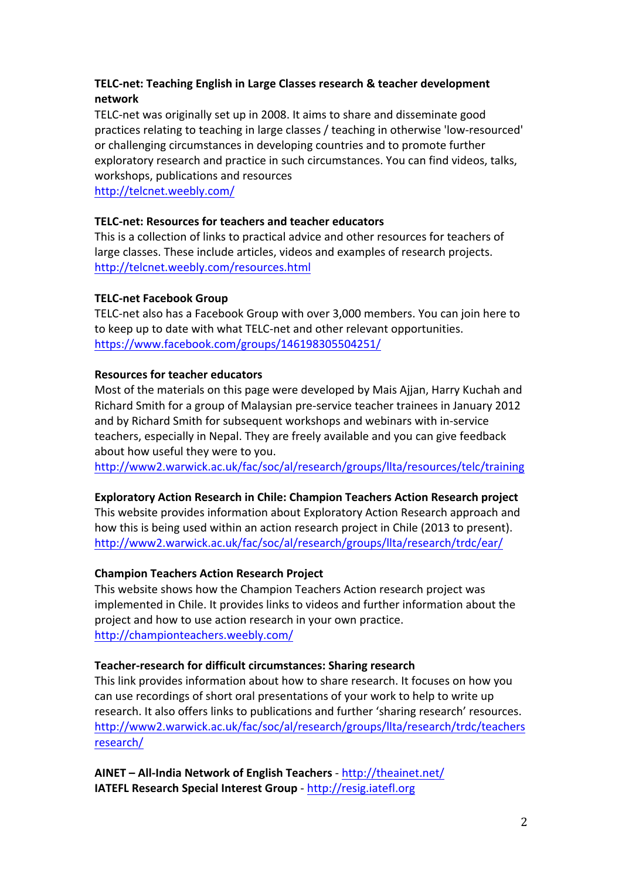**TELC-net: Teaching English in Large Classes research & teacher development network**

TELC-net was originally set up in 2008. It aims to share and disseminate good practices relating to teaching in large classes / teaching in otherwise 'low-resourced' or challenging circumstances in developing countries and to promote further exploratory research and practice in such circumstances. You can find videos, talks, workshops, publications and resources

http://telcnet.weebly.com/

**TELC-net: Resources for teachers and teacher educators**

This is a collection of links to practical advice and other resources for teachers of large classes. These include articles, videos and examples of research projects.

http://telcnet.weebly.com/resources.html

**TELC-net Facebook Group**

TELC-net also has a Facebook Group with over 3,000 members. You can join here to to keep up to date with what TELC-net and other relevant opportunities.

https://www.facebook.com/groups/146198305504251/

**Resources for teacher educators**

Most of the materials on this page were developed by Mais Ajjan, Harry Kuchah and Richard Smith for a group of Malaysian pre-service teacher trainees in January 2012 and by Richard Smith for subsequent workshops and webinars with in-service teachers, especially in Nepal. They are freely available and you can give feedback about how useful they were to you.

http://www2.warwick.ac.uk/fac/soc/al/research/groups/llta/resources/telc/training

**Exploratory Action Research in Chile: Champion Teachers Action Research project**

This website provides information about Exploratory Action Research approach and how this is being used within an action research project in Chile (2013 to present).

http://www2.warwick.ac.uk/fac/soc/al/research/groups/llta/research/trdc/ear/

**Champion Teachers Action Research Project**

This website shows how the Champion Teachers Action research project was implemented in Chile. It provides links to videos and further information about the project and how to use action research in your own practice.

http://championteachers.weebly.com/

**Teacher-research for difficult circumstances: Sharing research**

This link provides information about how to share research. It focuses on how you can use recordings of short oral presentations of your work to help to write up research. It also offers links to publications and further 'sharing research' resources.

http://www2.warwick.ac.uk/fac/soc/al/research/groups/llta/research/trdc/teachersresearch/

**AINET – All-India Network of English Teachers** - http://theainet.net/

**IATEFL Research Special Interest Group** - http://resig.iatefl.org